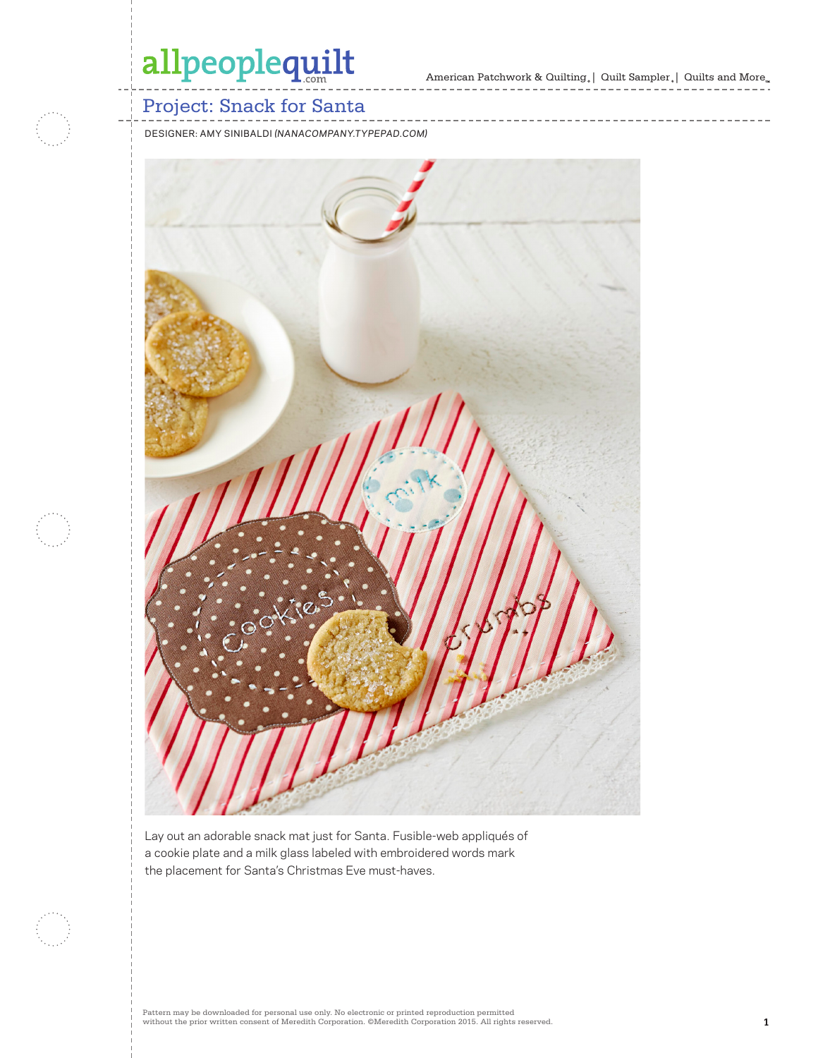# Project: Snack for Santa

DESIGNER: AMY SINIBALDI *(NANACOMPANY.TYPEPAD.COM)*

Lay out an adorable snack mat just for Santa. Fusible-web appliqués of a cookie plate and a milk glass labeled with embroidered words mark the placement for Santa's Christmas Eve must-haves.

Pattern may be downloaded for personal use only. No electronic or printed reproduction permitted without the prior written consent of Meredith Corporation. ©Meredith Corporation 2015. All rights reserved.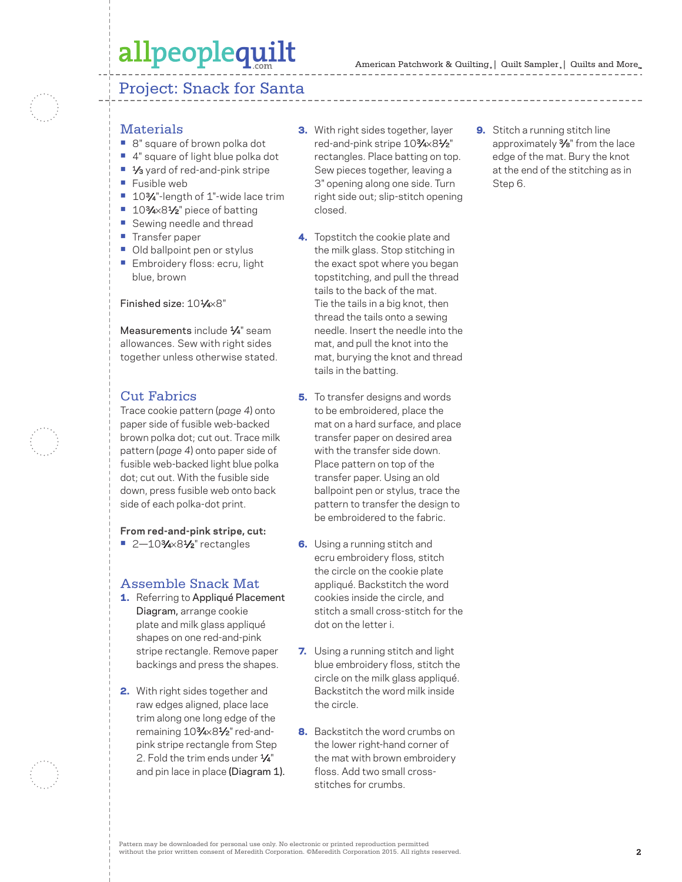# Project: Snack for Santa

## Materials

- 8" square of brown polka dot
- 4" square of light blue polka dot
- ⅓ yard of red-and-pink stripe
- Fusible web
- 10¾"-length of 1"-wide lace trim
- 10¾×8½" piece of batting
- Sewing needle and thread
- Transfer paper
- Old ballpoint pen or stylus
- Embroidery floss: ecru, light blue, brown

Finished size: 10¼×8"

Measurements include ¼" seam allowances. Sew with right sides together unless otherwise stated.

## Cut Fabrics

Trace cookie pattern (*page 4*) onto paper side of fusible web-backed brown polka dot; cut out. Trace milk pattern (*page 4*) onto paper side of fusible web-backed light blue polka dot; cut out. With the fusible side down, press fusible web onto back side of each polka-dot print.

**From red-and-pink stripe, cut:**

- 2—10¾×8½" rectangles

## Assemble Snack Mat

1. Referring to Appliqué Placement Diagram, arrange cookie plate and milk glass appliqué shapes on one red-and-pink stripe rectangle. Remove paper backings and press the shapes.

2. With right sides together and raw edges aligned, place lace trim along one long edge of the remaining 10¾×8½" red-and-pink stripe rectangle from Step 2. Fold the trim ends under ¼" and pin lace in place **(Diagram 1)**.

3. With right sides together, layer red-and-pink stripe 10¾×8½" rectangles. Place batting on top. Sew pieces together, leaving a 3" opening along one side. Turn right side out; slip-stitch opening closed.

4. Topstitch the cookie plate and the milk glass. Stop stitching in the exact spot where you began topstitching, and pull the thread tails to the back of the mat. Tie the tails in a big knot, then thread the tails onto a sewing needle. Insert the needle into the mat, and pull the knot into the mat, burying the knot and thread tails in the batting.

5. To transfer designs and words to be embroidered, place the mat on a hard surface, and place transfer paper on desired area with the transfer side down. Place pattern on top of the transfer paper. Using an old ballpoint pen or stylus, trace the pattern to transfer the design to be embroidered to the fabric.

6. Using a running stitch and ecru embroidery floss, stitch the circle on the cookie plate appliqué. Backstitch the word cookies inside the circle, and stitch a small cross-stitch for the dot on the letter i.

7. Using a running stitch and light blue embroidery floss, stitch the circle on the milk glass appliqué. Backstitch the word milk inside the circle.

8. Backstitch the word crumbs on the lower right-hand corner of the mat with brown embroidery floss. Add two small cross-stitches for crumbs.

9. Stitch a running stitch line approximately ⅜" from the lace edge of the mat. Bury the knot at the end of the stitching as in Step 6.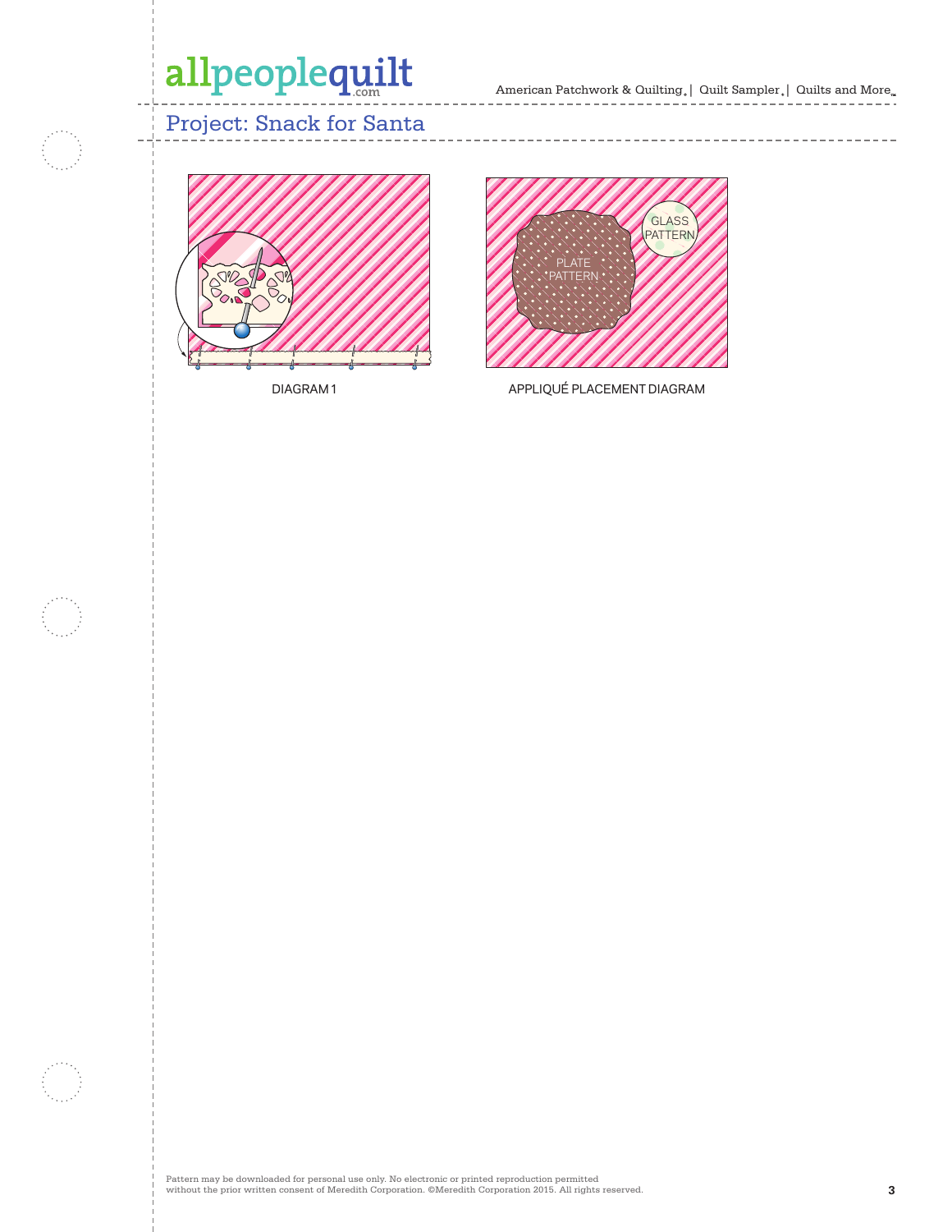# Project: Snack for Santa

DIAGRAM 1

GLASS PATTERN

PLATE PATTERN

APPLIQUÉ PLACEMENT DIAGRAM

Pattern may be downloaded for personal use only. No electronic or printed reproduction permitted without the prior written consent of Meredith Corporation. ©Meredith Corporation 2015. All rights reserved.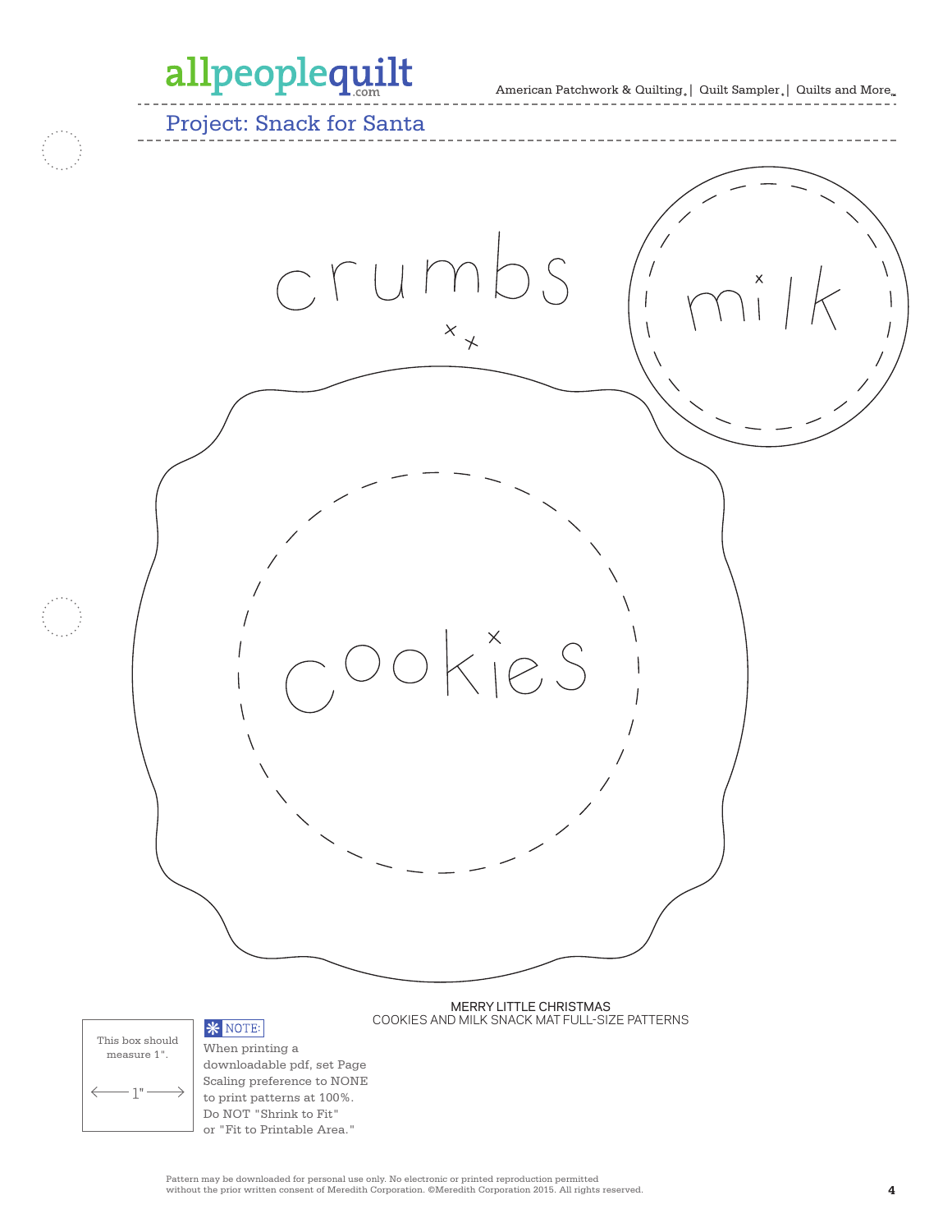## Project: Snack for Santa

crumbs

milk

cookies

MERRY LITTLE CHRISTMAS
COOKIES AND MILK SNACK MAT FULL-SIZE PATTERNS

This box should measure 1".

1"

NOTE:

When printing a downloadable pdf, set Page Scaling preference to NONE to print patterns at 100%. Do NOT "Shrink to Fit" or "Fit to Printable Area."

Pattern may be downloaded for personal use only. No electronic or printed reproduction permitted without the prior written consent of Meredith Corporation. ©Meredith Corporation 2015. All rights reserved.